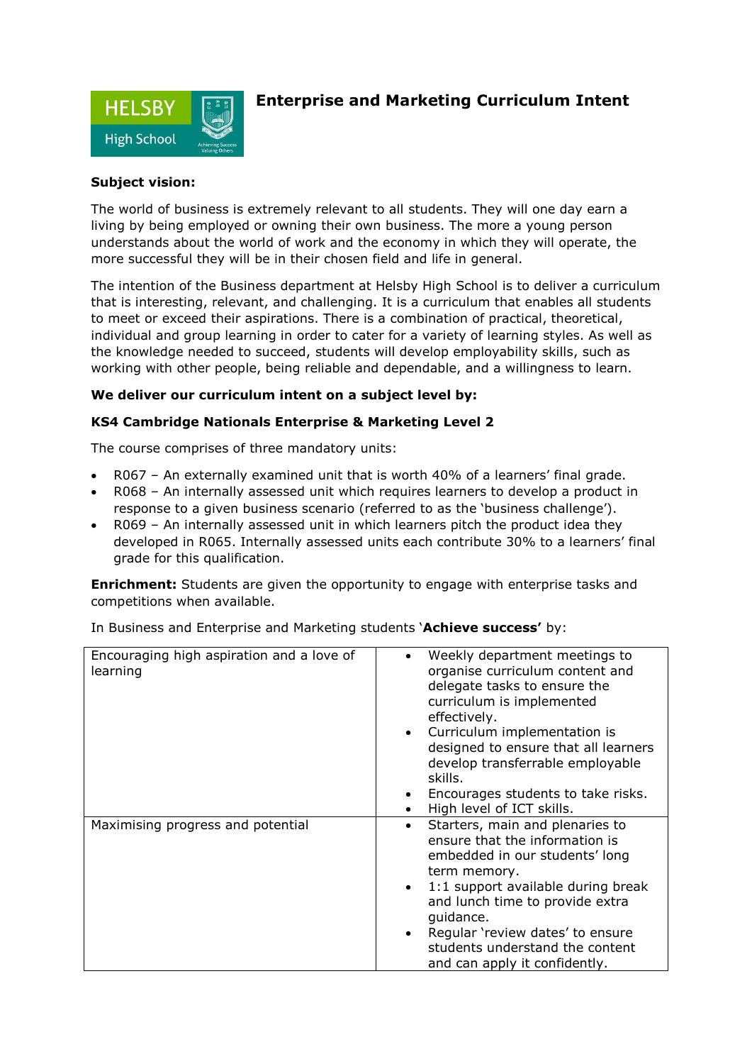# Enterprise and Marketing Curriculum Intent

**Subject vision:**

The world of business is extremely relevant to all students. They will one day earn a living by being employed or owning their own business. The more a young person understands about the world of work and the economy in which they will operate, the more successful they will be in their chosen field and life in general.

The intention of the Business department at Helsby High School is to deliver a curriculum that is interesting, relevant, and challenging. It is a curriculum that enables all students to meet or exceed their aspirations. There is a combination of practical, theoretical, individual and group learning in order to cater for a variety of learning styles. As well as the knowledge needed to succeed, students will develop employability skills, such as working with other people, being reliable and dependable, and a willingness to learn.

**We deliver our curriculum intent on a subject level by:**

**KS4 Cambridge Nationals Enterprise & Marketing Level 2**

The course comprises of three mandatory units:

- R067 – An externally examined unit that is worth 40% of a learners' final grade.
- R068 – An internally assessed unit which requires learners to develop a product in response to a given business scenario (referred to as the 'business challenge').
- R069 – An internally assessed unit in which learners pitch the product idea they developed in R065. Internally assessed units each contribute 30% to a learners' final grade for this qualification.

**Enrichment:** Students are given the opportunity to engage with enterprise tasks and competitions when available.

In Business and Enterprise and Marketing students '**Achieve success'** by:

| Encouraging high aspiration and a love of learning | • Weekly department meetings to organise curriculum content and delegate tasks to ensure the curriculum is implemented effectively.<br>• Curriculum implementation is designed to ensure that all learners develop transferrable employable skills.<br>• Encourages students to take risks.<br>• High level of ICT skills. |
|---|---|
| Maximising progress and potential | • Starters, main and plenaries to ensure that the information is embedded in our students' long term memory.<br>• 1:1 support available during break and lunch time to provide extra guidance.<br>• Regular 'review dates' to ensure students understand the content and can apply it confidently. |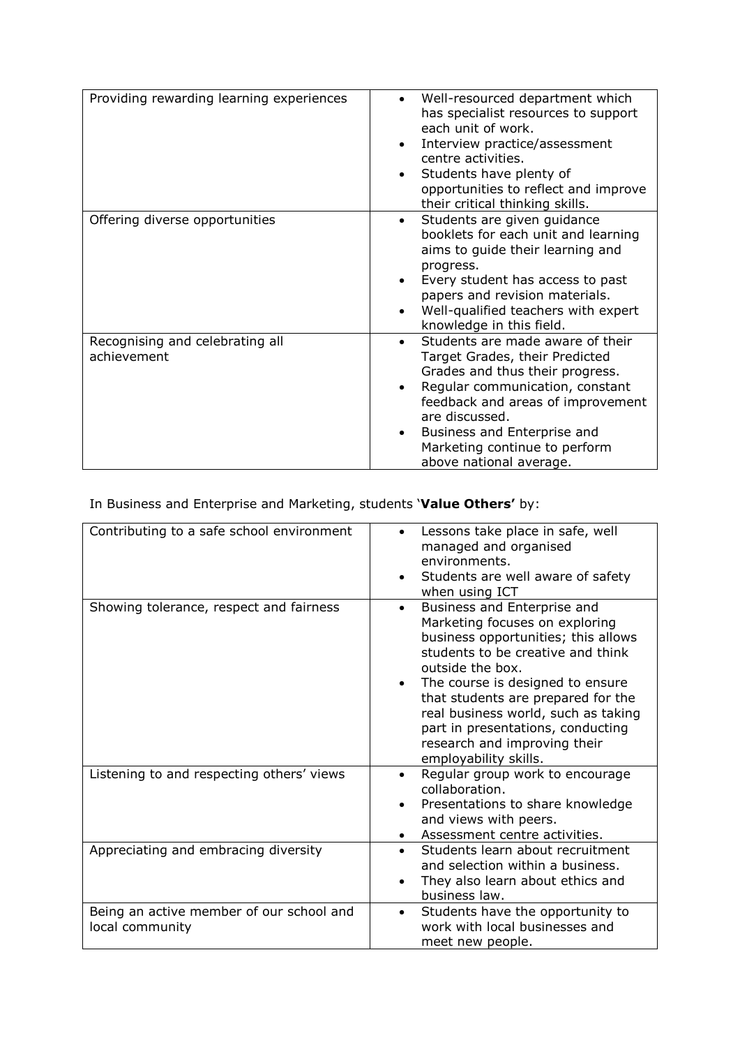| | |
|---|---|
| Providing rewarding learning experiences | • Well-resourced department which has specialist resources to support each unit of work.<br>• Interview practice/assessment centre activities.<br>• Students have plenty of opportunities to reflect and improve their critical thinking skills. |
| Offering diverse opportunities | • Students are given guidance booklets for each unit and learning aims to guide their learning and progress.<br>• Every student has access to past papers and revision materials.<br>• Well-qualified teachers with expert knowledge in this field. |
| Recognising and celebrating all achievement | • Students are made aware of their Target Grades, their Predicted Grades and thus their progress.<br>• Regular communication, constant feedback and areas of improvement are discussed.<br>• Business and Enterprise and Marketing continue to perform above national average. |

In Business and Enterprise and Marketing, students '**Value Others'** by:

| | |
|---|---|
| Contributing to a safe school environment | • Lessons take place in safe, well managed and organised environments.<br>• Students are well aware of safety when using ICT |
| Showing tolerance, respect and fairness | • Business and Enterprise and Marketing focuses on exploring business opportunities; this allows students to be creative and think outside the box.<br>• The course is designed to ensure that students are prepared for the real business world, such as taking part in presentations, conducting research and improving their employability skills. |
| Listening to and respecting others' views | • Regular group work to encourage collaboration.<br>• Presentations to share knowledge and views with peers.<br>• Assessment centre activities. |
| Appreciating and embracing diversity | • Students learn about recruitment and selection within a business.<br>• They also learn about ethics and business law. |
| Being an active member of our school and local community | • Students have the opportunity to work with local businesses and meet new people. |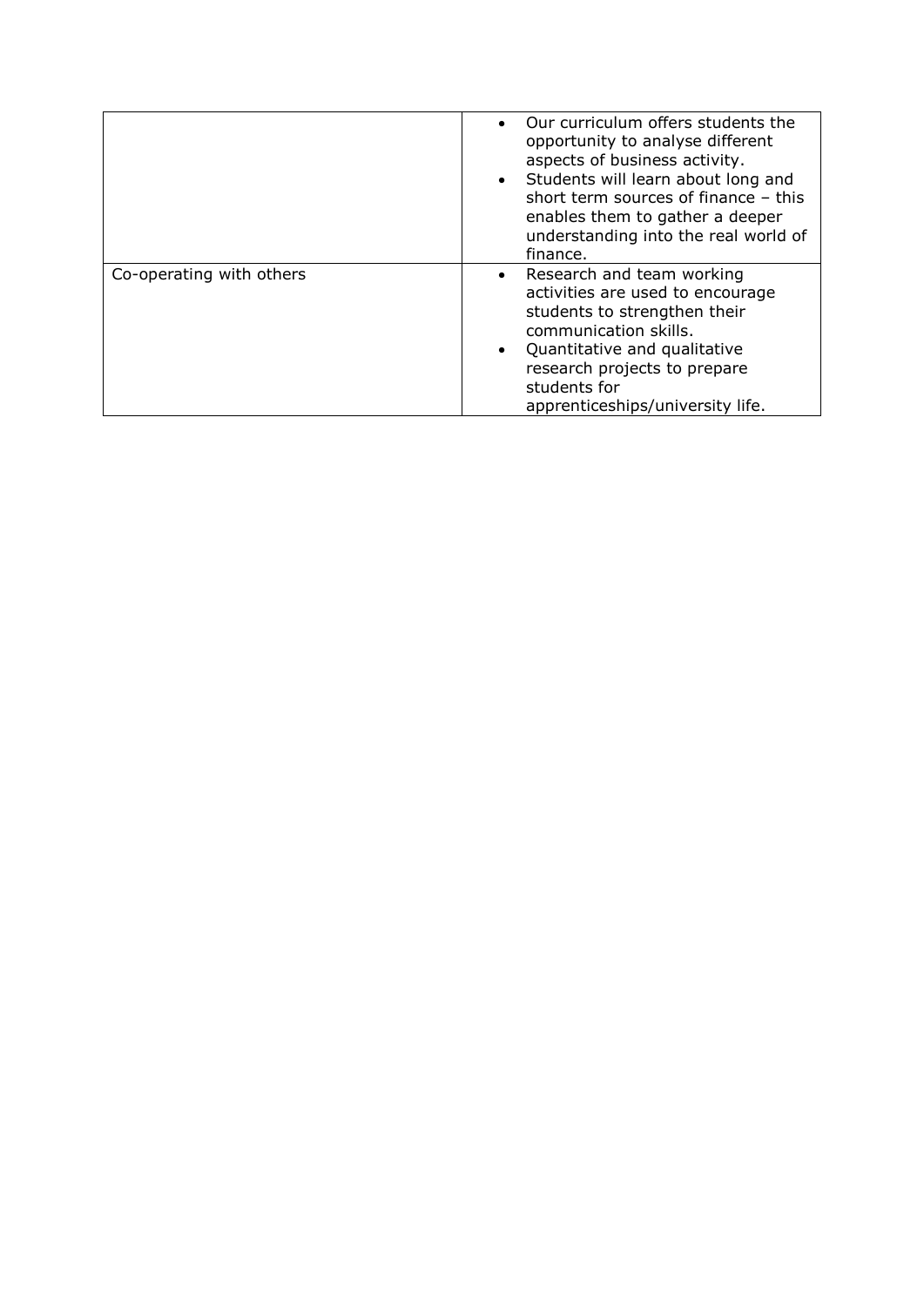| | |
|---|---|
| | • Our curriculum offers students the opportunity to analyse different aspects of business activity.<br>• Students will learn about long and short term sources of finance – this enables them to gather a deeper understanding into the real world of finance. |
| Co-operating with others | • Research and team working activities are used to encourage students to strengthen their communication skills.<br>• Quantitative and qualitative research projects to prepare students for apprenticeships/university life. |